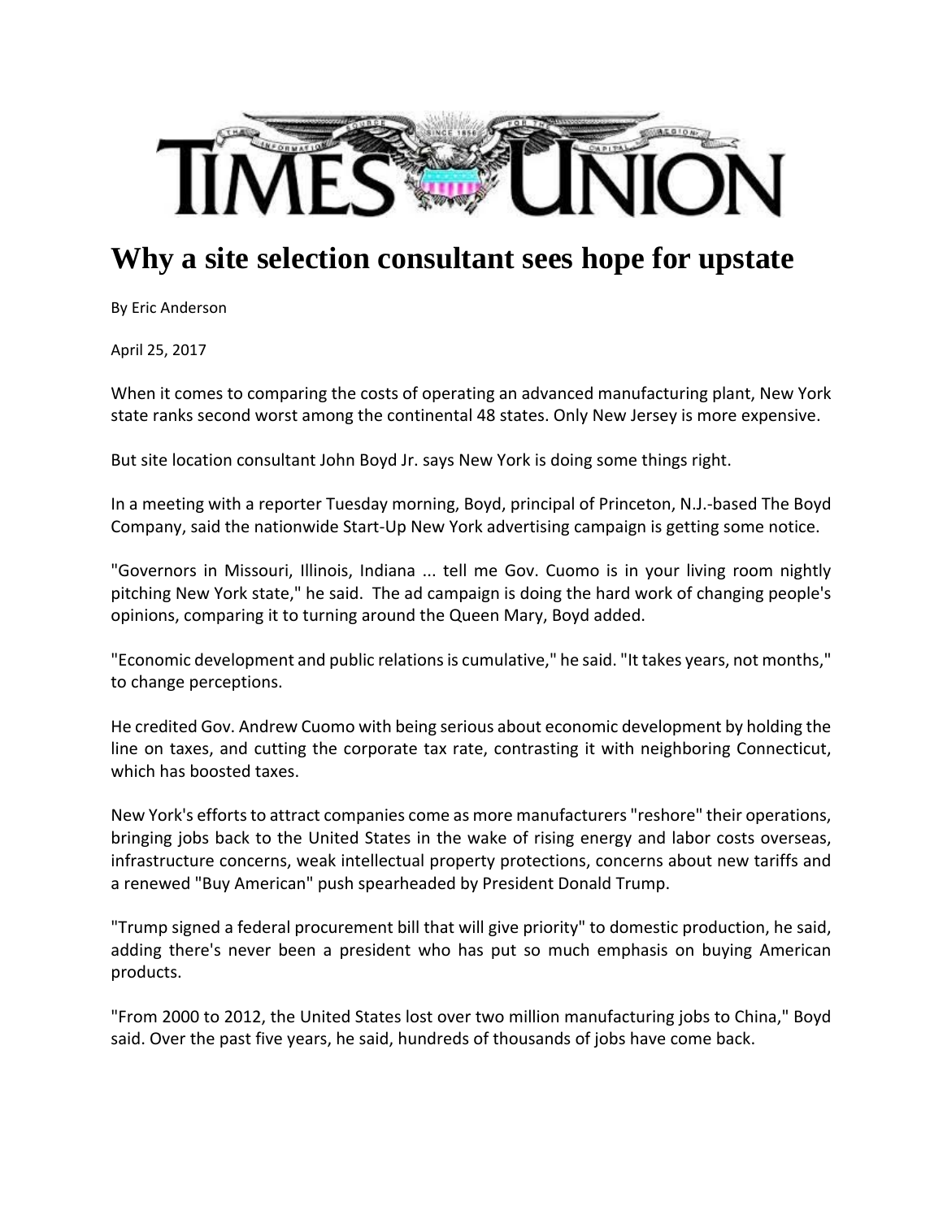# Why a site selection consultant sees hope for upstate

By Eric Anderson

April 25, 2017

When it comes to comparing the costs of operating an advanced manufacturing plant, New York state ranks second worst among the continental 48 states. Only New Jersey is more expensive.

But site location consultant John Boyd Jr. says New York is doing some things right.

In a meeting with a reporter Tuesday morning, Boyd, principal of Princeton, N.J.-based The Boyd Company, said the nationwide Start-Up New York advertising campaign is getting some notice.

"Governors in Missouri, Illinois, Indiana ... tell me Gov. Cuomo is in your living room nightly pitching New York state," he said. The ad campaign is doing the hard work of changing people's opinions, comparing it to turning around the Queen Mary, Boyd added.

"Economic development and public relations is cumulative," he said. "It takes years, not months," to change perceptions.

He credited Gov. Andrew Cuomo with being serious about economic development by holding the line on taxes, and cutting the corporate tax rate, contrasting it with neighboring Connecticut, which has boosted taxes.

New York's efforts to attract companies come as more manufacturers "reshore" their operations, bringing jobs back to the United States in the wake of rising energy and labor costs overseas, infrastructure concerns, weak intellectual property protections, concerns about new tariffs and a renewed "Buy American" push spearheaded by President Donald Trump.

"Trump signed a federal procurement bill that will give priority" to domestic production, he said, adding there's never been a president who has put so much emphasis on buying American products.

"From 2000 to 2012, the United States lost over two million manufacturing jobs to China," Boyd said. Over the past five years, he said, hundreds of thousands of jobs have come back.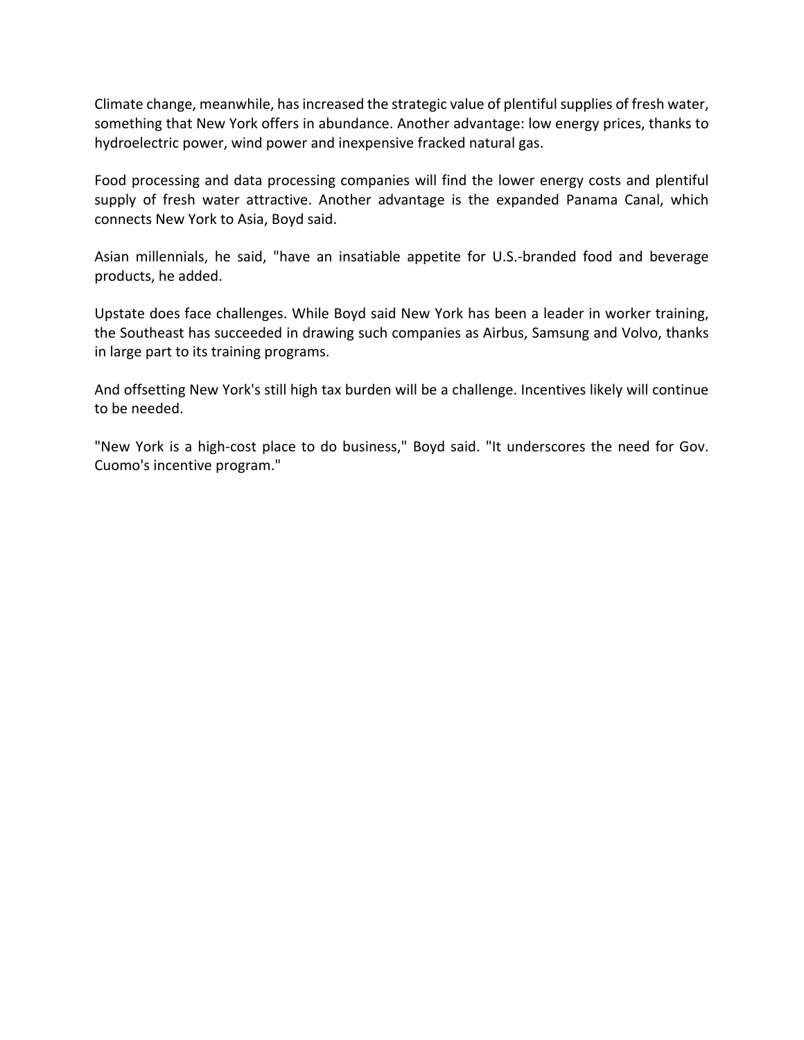Climate change, meanwhile, has increased the strategic value of plentiful supplies of fresh water, something that New York offers in abundance. Another advantage: low energy prices, thanks to hydroelectric power, wind power and inexpensive fracked natural gas.

Food processing and data processing companies will find the lower energy costs and plentiful supply of fresh water attractive. Another advantage is the expanded Panama Canal, which connects New York to Asia, Boyd said.

Asian millennials, he said, "have an insatiable appetite for U.S.-branded food and beverage products, he added.

Upstate does face challenges. While Boyd said New York has been a leader in worker training, the Southeast has succeeded in drawing such companies as Airbus, Samsung and Volvo, thanks in large part to its training programs.

And offsetting New York's still high tax burden will be a challenge. Incentives likely will continue to be needed.

"New York is a high-cost place to do business," Boyd said. "It underscores the need for Gov. Cuomo's incentive program."